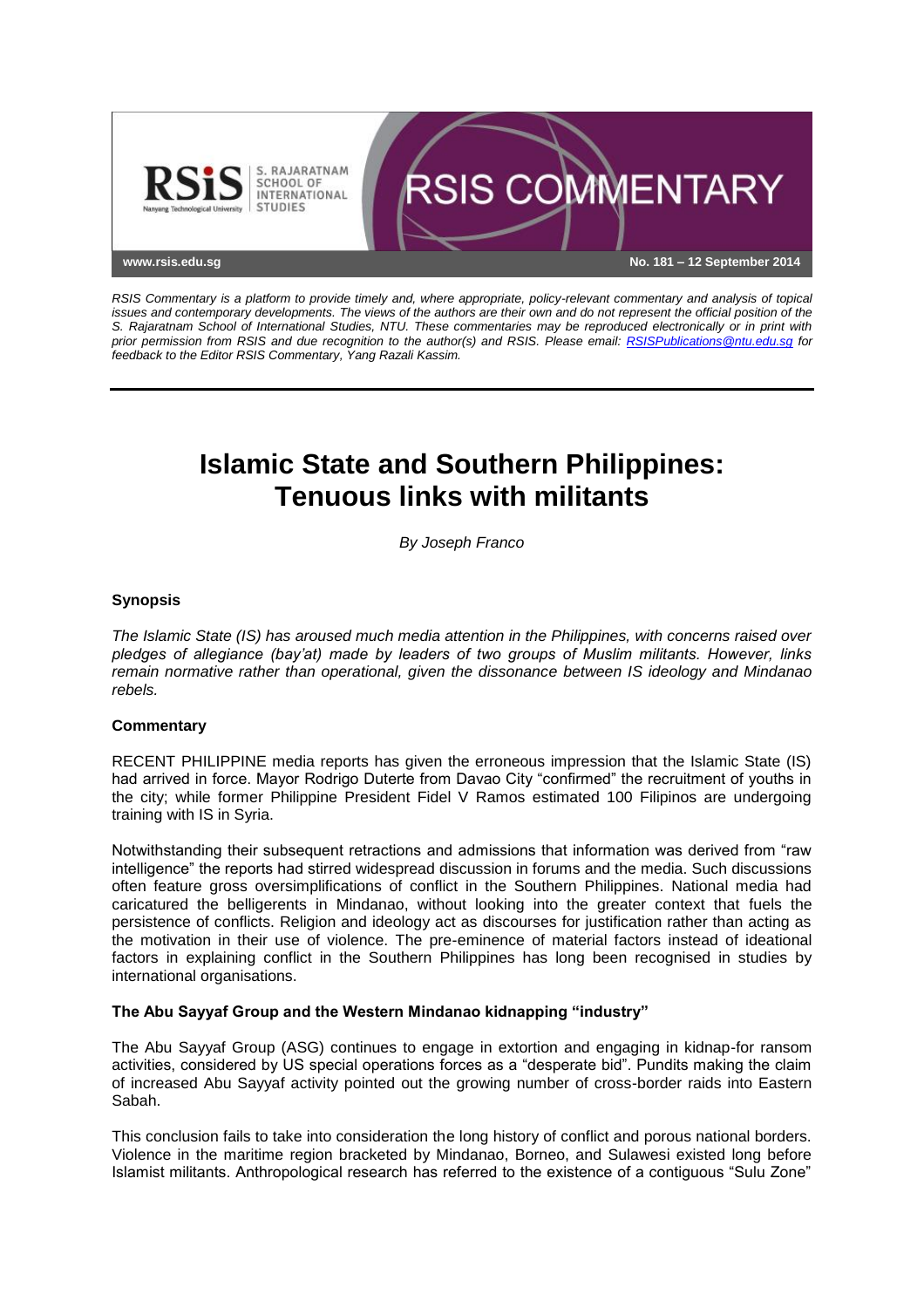RSIS COMMENTARY

www.rsis.edu.sg

No. 181 – 12 September 2014

*RSIS Commentary is a platform to provide timely and, where appropriate, policy-relevant commentary and analysis of topical issues and contemporary developments. The views of the authors are their own and do not represent the official position of the S. Rajaratnam School of International Studies, NTU. These commentaries may be reproduced electronically or in print with prior permission from RSIS and due recognition to the author(s) and RSIS. Please email: RSISPublications@ntu.edu.sg for feedback to the Editor RSIS Commentary, Yang Razali Kassim.*

# Islamic State and Southern Philippines: Tenuous links with militants

*By Joseph Franco*

### Synopsis

*The Islamic State (IS) has aroused much media attention in the Philippines, with concerns raised over pledges of allegiance (bay'at) made by leaders of two groups of Muslim militants. However, links remain normative rather than operational, given the dissonance between IS ideology and Mindanao rebels.*

### Commentary

RECENT PHILIPPINE media reports has given the erroneous impression that the Islamic State (IS) had arrived in force. Mayor Rodrigo Duterte from Davao City "confirmed" the recruitment of youths in the city; while former Philippine President Fidel V Ramos estimated 100 Filipinos are undergoing training with IS in Syria.

Notwithstanding their subsequent retractions and admissions that information was derived from "raw intelligence" the reports had stirred widespread discussion in forums and the media. Such discussions often feature gross oversimplifications of conflict in the Southern Philippines. National media had caricatured the belligerents in Mindanao, without looking into the greater context that fuels the persistence of conflicts. Religion and ideology act as discourses for justification rather than acting as the motivation in their use of violence. The pre-eminence of material factors instead of ideational factors in explaining conflict in the Southern Philippines has long been recognised in studies by international organisations.

### The Abu Sayyaf Group and the Western Mindanao kidnapping "industry"

The Abu Sayyaf Group (ASG) continues to engage in extortion and engaging in kidnap-for ransom activities, considered by US special operations forces as a "desperate bid". Pundits making the claim of increased Abu Sayyaf activity pointed out the growing number of cross-border raids into Eastern Sabah.

This conclusion fails to take into consideration the long history of conflict and porous national borders. Violence in the maritime region bracketed by Mindanao, Borneo, and Sulawesi existed long before Islamist militants. Anthropological research has referred to the existence of a contiguous "Sulu Zone"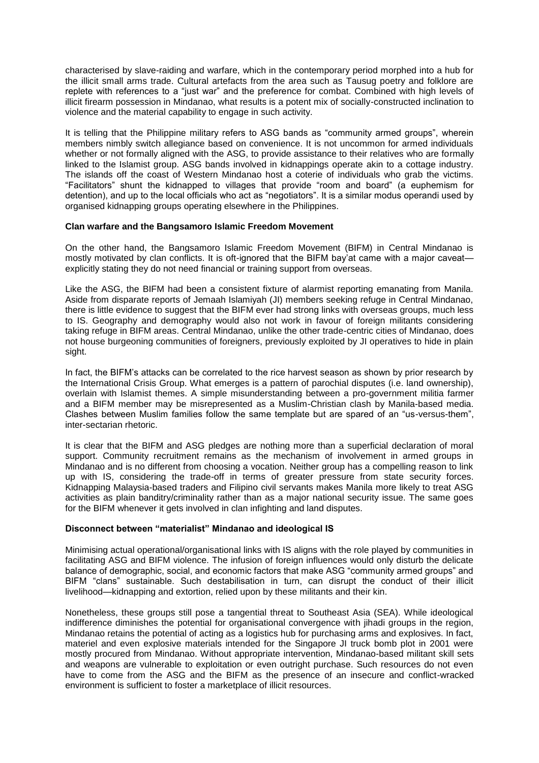characterised by slave-raiding and warfare, which in the contemporary period morphed into a hub for the illicit small arms trade. Cultural artefacts from the area such as Tausug poetry and folklore are replete with references to a "just war" and the preference for combat. Combined with high levels of illicit firearm possession in Mindanao, what results is a potent mix of socially-constructed inclination to violence and the material capability to engage in such activity.

It is telling that the Philippine military refers to ASG bands as "community armed groups", wherein members nimbly switch allegiance based on convenience. It is not uncommon for armed individuals whether or not formally aligned with the ASG, to provide assistance to their relatives who are formally linked to the Islamist group. ASG bands involved in kidnappings operate akin to a cottage industry. The islands off the coast of Western Mindanao host a coterie of individuals who grab the victims. "Facilitators" shunt the kidnapped to villages that provide "room and board" (a euphemism for detention), and up to the local officials who act as "negotiators". It is a similar modus operandi used by organised kidnapping groups operating elsewhere in the Philippines.

**Clan warfare and the Bangsamoro Islamic Freedom Movement**

On the other hand, the Bangsamoro Islamic Freedom Movement (BIFM) in Central Mindanao is mostly motivated by clan conflicts. It is oft-ignored that the BIFM bay'at came with a major caveat—explicitly stating they do not need financial or training support from overseas.

Like the ASG, the BIFM had been a consistent fixture of alarmist reporting emanating from Manila. Aside from disparate reports of Jemaah Islamiyah (JI) members seeking refuge in Central Mindanao, there is little evidence to suggest that the BIFM ever had strong links with overseas groups, much less to IS. Geography and demography would also not work in favour of foreign militants considering taking refuge in BIFM areas. Central Mindanao, unlike the other trade-centric cities of Mindanao, does not house burgeoning communities of foreigners, previously exploited by JI operatives to hide in plain sight.

In fact, the BIFM's attacks can be correlated to the rice harvest season as shown by prior research by the International Crisis Group. What emerges is a pattern of parochial disputes (i.e. land ownership), overlain with Islamist themes. A simple misunderstanding between a pro-government militia farmer and a BIFM member may be misrepresented as a Muslim-Christian clash by Manila-based media. Clashes between Muslim families follow the same template but are spared of an "us-versus-them", inter-sectarian rhetoric.

It is clear that the BIFM and ASG pledges are nothing more than a superficial declaration of moral support. Community recruitment remains as the mechanism of involvement in armed groups in Mindanao and is no different from choosing a vocation. Neither group has a compelling reason to link up with IS, considering the trade-off in terms of greater pressure from state security forces. Kidnapping Malaysia-based traders and Filipino civil servants makes Manila more likely to treat ASG activities as plain banditry/criminality rather than as a major national security issue. The same goes for the BIFM whenever it gets involved in clan infighting and land disputes.

**Disconnect between "materialist" Mindanao and ideological IS**

Minimising actual operational/organisational links with IS aligns with the role played by communities in facilitating ASG and BIFM violence. The infusion of foreign influences would only disturb the delicate balance of demographic, social, and economic factors that make ASG "community armed groups" and BIFM "clans" sustainable. Such destabilisation in turn, can disrupt the conduct of their illicit livelihood—kidnapping and extortion, relied upon by these militants and their kin.

Nonetheless, these groups still pose a tangential threat to Southeast Asia (SEA). While ideological indifference diminishes the potential for organisational convergence with jihadi groups in the region, Mindanao retains the potential of acting as a logistics hub for purchasing arms and explosives. In fact, materiel and even explosive materials intended for the Singapore JI truck bomb plot in 2001 were mostly procured from Mindanao. Without appropriate intervention, Mindanao-based militant skill sets and weapons are vulnerable to exploitation or even outright purchase. Such resources do not even have to come from the ASG and the BIFM as the presence of an insecure and conflict-wracked environment is sufficient to foster a marketplace of illicit resources.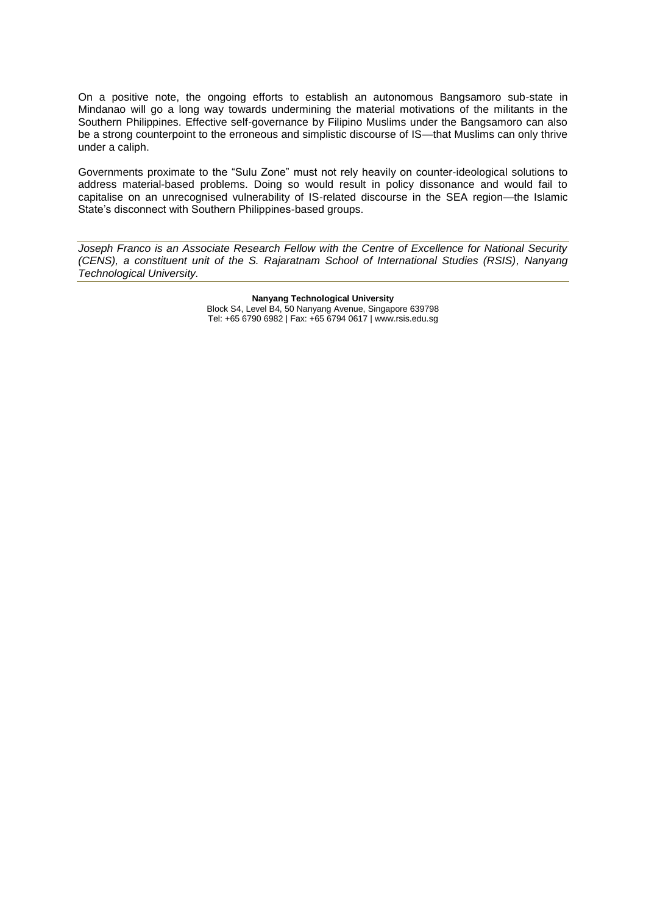On a positive note, the ongoing efforts to establish an autonomous Bangsamoro sub-state in Mindanao will go a long way towards undermining the material motivations of the militants in the Southern Philippines. Effective self-governance by Filipino Muslims under the Bangsamoro can also be a strong counterpoint to the erroneous and simplistic discourse of IS—that Muslims can only thrive under a caliph.

Governments proximate to the "Sulu Zone" must not rely heavily on counter-ideological solutions to address material-based problems. Doing so would result in policy dissonance and would fail to capitalise on an unrecognised vulnerability of IS-related discourse in the SEA region—the Islamic State's disconnect with Southern Philippines-based groups.

---

*Joseph Franco is an Associate Research Fellow with the Centre of Excellence for National Security (CENS), a constituent unit of the S. Rajaratnam School of International Studies (RSIS), Nanyang Technological University.*

---

**Nanyang Technological University**
Block S4, Level B4, 50 Nanyang Avenue, Singapore 639798
Tel: +65 6790 6982 | Fax: +65 6794 0617 | www.rsis.edu.sg